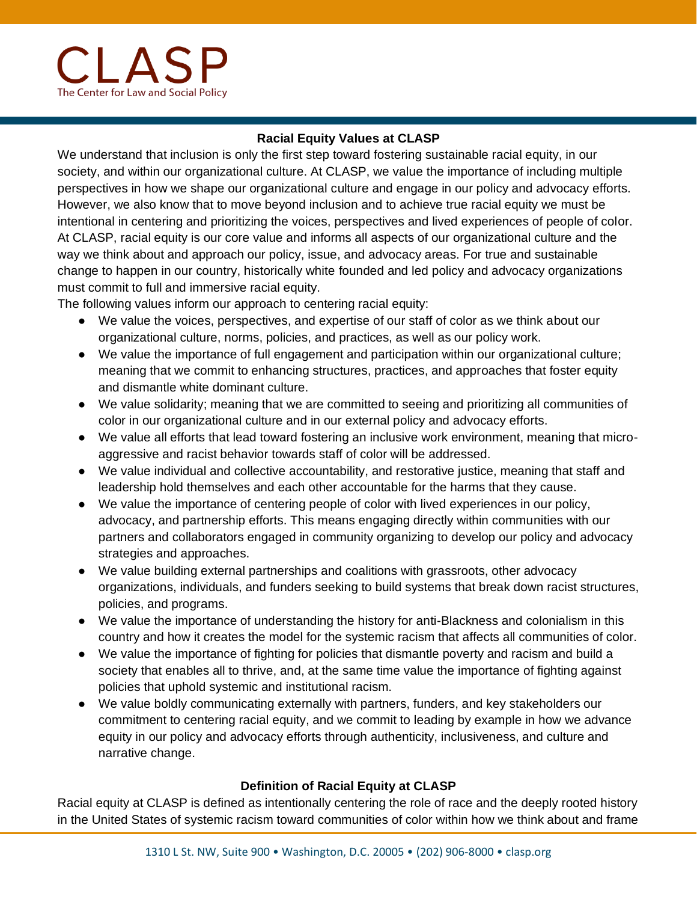# CLASP
The Center for Law and Social Policy

## Racial Equity Values at CLASP

We understand that inclusion is only the first step toward fostering sustainable racial equity, in our society, and within our organizational culture. At CLASP, we value the importance of including multiple perspectives in how we shape our organizational culture and engage in our policy and advocacy efforts. However, we also know that to move beyond inclusion and to achieve true racial equity we must be intentional in centering and prioritizing the voices, perspectives and lived experiences of people of color. At CLASP, racial equity is our core value and informs all aspects of our organizational culture and the way we think about and approach our policy, issue, and advocacy areas. For true and sustainable change to happen in our country, historically white founded and led policy and advocacy organizations must commit to full and immersive racial equity.

The following values inform our approach to centering racial equity:

- We value the voices, perspectives, and expertise of our staff of color as we think about our organizational culture, norms, policies, and practices, as well as our policy work.
- We value the importance of full engagement and participation within our organizational culture; meaning that we commit to enhancing structures, practices, and approaches that foster equity and dismantle white dominant culture.
- We value solidarity; meaning that we are committed to seeing and prioritizing all communities of color in our organizational culture and in our external policy and advocacy efforts.
- We value all efforts that lead toward fostering an inclusive work environment, meaning that micro-aggressive and racist behavior towards staff of color will be addressed.
- We value individual and collective accountability, and restorative justice, meaning that staff and leadership hold themselves and each other accountable for the harms that they cause.
- We value the importance of centering people of color with lived experiences in our policy, advocacy, and partnership efforts. This means engaging directly within communities with our partners and collaborators engaged in community organizing to develop our policy and advocacy strategies and approaches.
- We value building external partnerships and coalitions with grassroots, other advocacy organizations, individuals, and funders seeking to build systems that break down racist structures, policies, and programs.
- We value the importance of understanding the history for anti-Blackness and colonialism in this country and how it creates the model for the systemic racism that affects all communities of color.
- We value the importance of fighting for policies that dismantle poverty and racism and build a society that enables all to thrive, and, at the same time value the importance of fighting against policies that uphold systemic and institutional racism.
- We value boldly communicating externally with partners, funders, and key stakeholders our commitment to centering racial equity, and we commit to leading by example in how we advance equity in our policy and advocacy efforts through authenticity, inclusiveness, and culture and narrative change.

## Definition of Racial Equity at CLASP

Racial equity at CLASP is defined as intentionally centering the role of race and the deeply rooted history in the United States of systemic racism toward communities of color within how we think about and frame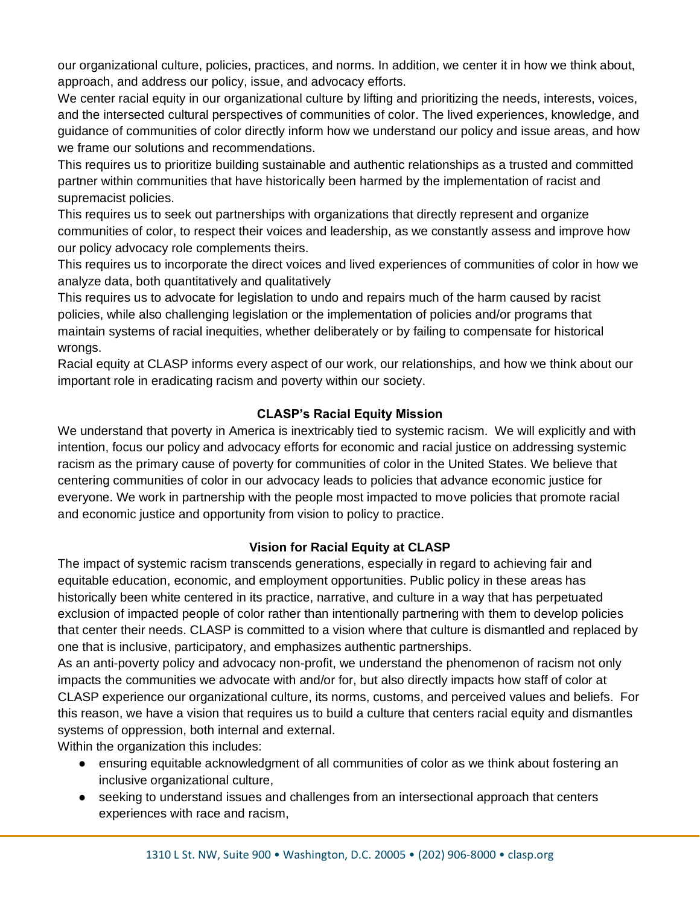our organizational culture, policies, practices, and norms. In addition, we center it in how we think about, approach, and address our policy, issue, and advocacy efforts.

We center racial equity in our organizational culture by lifting and prioritizing the needs, interests, voices, and the intersected cultural perspectives of communities of color. The lived experiences, knowledge, and guidance of communities of color directly inform how we understand our policy and issue areas, and how we frame our solutions and recommendations.

This requires us to prioritize building sustainable and authentic relationships as a trusted and committed partner within communities that have historically been harmed by the implementation of racist and supremacist policies.

This requires us to seek out partnerships with organizations that directly represent and organize communities of color, to respect their voices and leadership, as we constantly assess and improve how our policy advocacy role complements theirs.

This requires us to incorporate the direct voices and lived experiences of communities of color in how we analyze data, both quantitatively and qualitatively

This requires us to advocate for legislation to undo and repairs much of the harm caused by racist policies, while also challenging legislation or the implementation of policies and/or programs that maintain systems of racial inequities, whether deliberately or by failing to compensate for historical wrongs.

Racial equity at CLASP informs every aspect of our work, our relationships, and how we think about our important role in eradicating racism and poverty within our society.

## CLASP's Racial Equity Mission

We understand that poverty in America is inextricably tied to systemic racism. We will explicitly and with intention, focus our policy and advocacy efforts for economic and racial justice on addressing systemic racism as the primary cause of poverty for communities of color in the United States. We believe that centering communities of color in our advocacy leads to policies that advance economic justice for everyone. We work in partnership with the people most impacted to move policies that promote racial and economic justice and opportunity from vision to policy to practice.

## Vision for Racial Equity at CLASP

The impact of systemic racism transcends generations, especially in regard to achieving fair and equitable education, economic, and employment opportunities. Public policy in these areas has historically been white centered in its practice, narrative, and culture in a way that has perpetuated exclusion of impacted people of color rather than intentionally partnering with them to develop policies that center their needs. CLASP is committed to a vision where that culture is dismantled and replaced by one that is inclusive, participatory, and emphasizes authentic partnerships.

As an anti-poverty policy and advocacy non-profit, we understand the phenomenon of racism not only impacts the communities we advocate with and/or for, but also directly impacts how staff of color at CLASP experience our organizational culture, its norms, customs, and perceived values and beliefs. For this reason, we have a vision that requires us to build a culture that centers racial equity and dismantles systems of oppression, both internal and external.

Within the organization this includes:

- ensuring equitable acknowledgment of all communities of color as we think about fostering an inclusive organizational culture,
- seeking to understand issues and challenges from an intersectional approach that centers experiences with race and racism,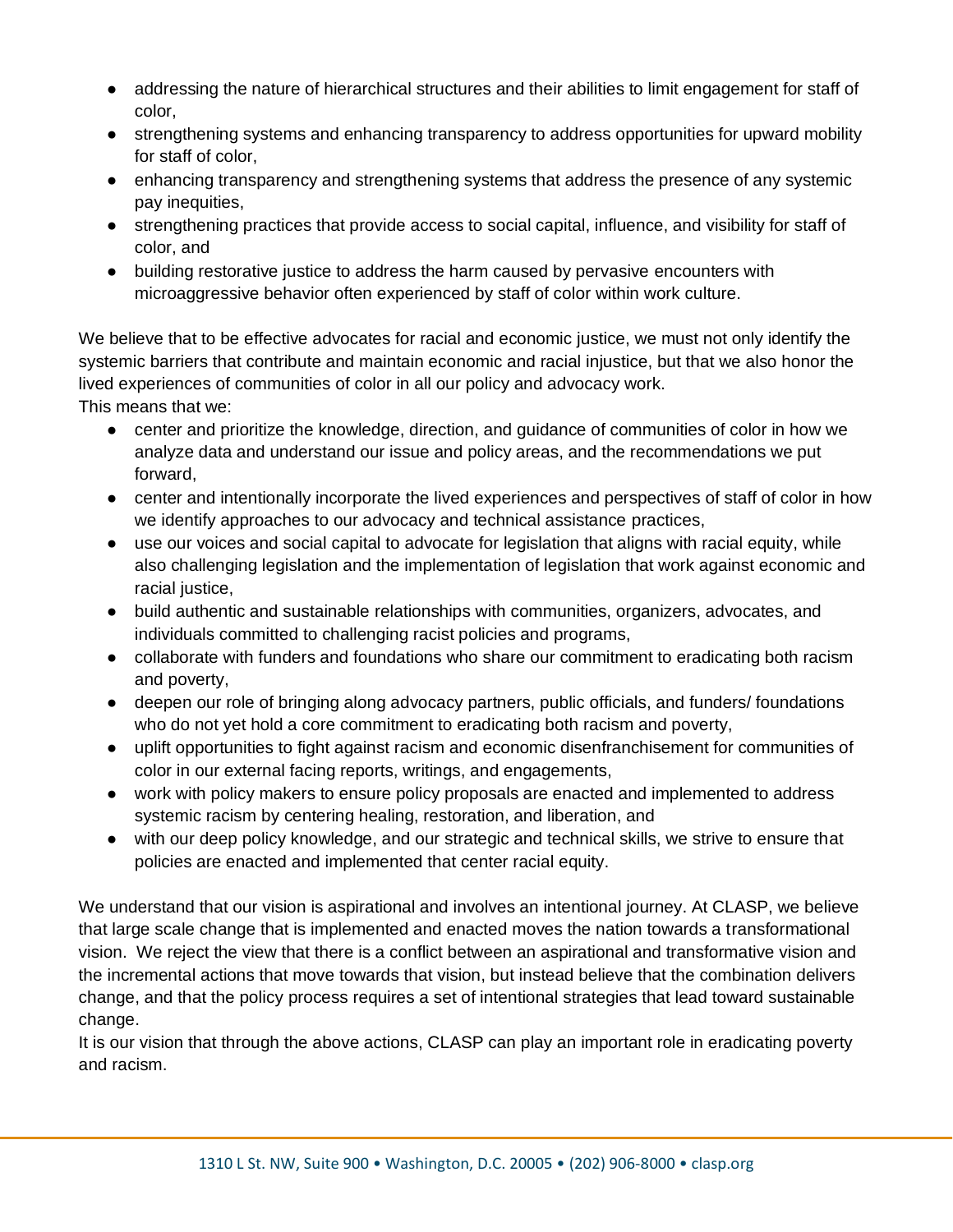- addressing the nature of hierarchical structures and their abilities to limit engagement for staff of color,
- strengthening systems and enhancing transparency to address opportunities for upward mobility for staff of color,
- enhancing transparency and strengthening systems that address the presence of any systemic pay inequities,
- strengthening practices that provide access to social capital, influence, and visibility for staff of color, and
- building restorative justice to address the harm caused by pervasive encounters with microaggressive behavior often experienced by staff of color within work culture.

We believe that to be effective advocates for racial and economic justice, we must not only identify the systemic barriers that contribute and maintain economic and racial injustice, but that we also honor the lived experiences of communities of color in all our policy and advocacy work.
This means that we:

- center and prioritize the knowledge, direction, and guidance of communities of color in how we analyze data and understand our issue and policy areas, and the recommendations we put forward,
- center and intentionally incorporate the lived experiences and perspectives of staff of color in how we identify approaches to our advocacy and technical assistance practices,
- use our voices and social capital to advocate for legislation that aligns with racial equity, while also challenging legislation and the implementation of legislation that work against economic and racial justice,
- build authentic and sustainable relationships with communities, organizers, advocates, and individuals committed to challenging racist policies and programs,
- collaborate with funders and foundations who share our commitment to eradicating both racism and poverty,
- deepen our role of bringing along advocacy partners, public officials, and funders/ foundations who do not yet hold a core commitment to eradicating both racism and poverty,
- uplift opportunities to fight against racism and economic disenfranchisement for communities of color in our external facing reports, writings, and engagements,
- work with policy makers to ensure policy proposals are enacted and implemented to address systemic racism by centering healing, restoration, and liberation, and
- with our deep policy knowledge, and our strategic and technical skills, we strive to ensure that policies are enacted and implemented that center racial equity.

We understand that our vision is aspirational and involves an intentional journey. At CLASP, we believe that large scale change that is implemented and enacted moves the nation towards a transformational vision. We reject the view that there is a conflict between an aspirational and transformative vision and the incremental actions that move towards that vision, but instead believe that the combination delivers change, and that the policy process requires a set of intentional strategies that lead toward sustainable change.
It is our vision that through the above actions, CLASP can play an important role in eradicating poverty and racism.